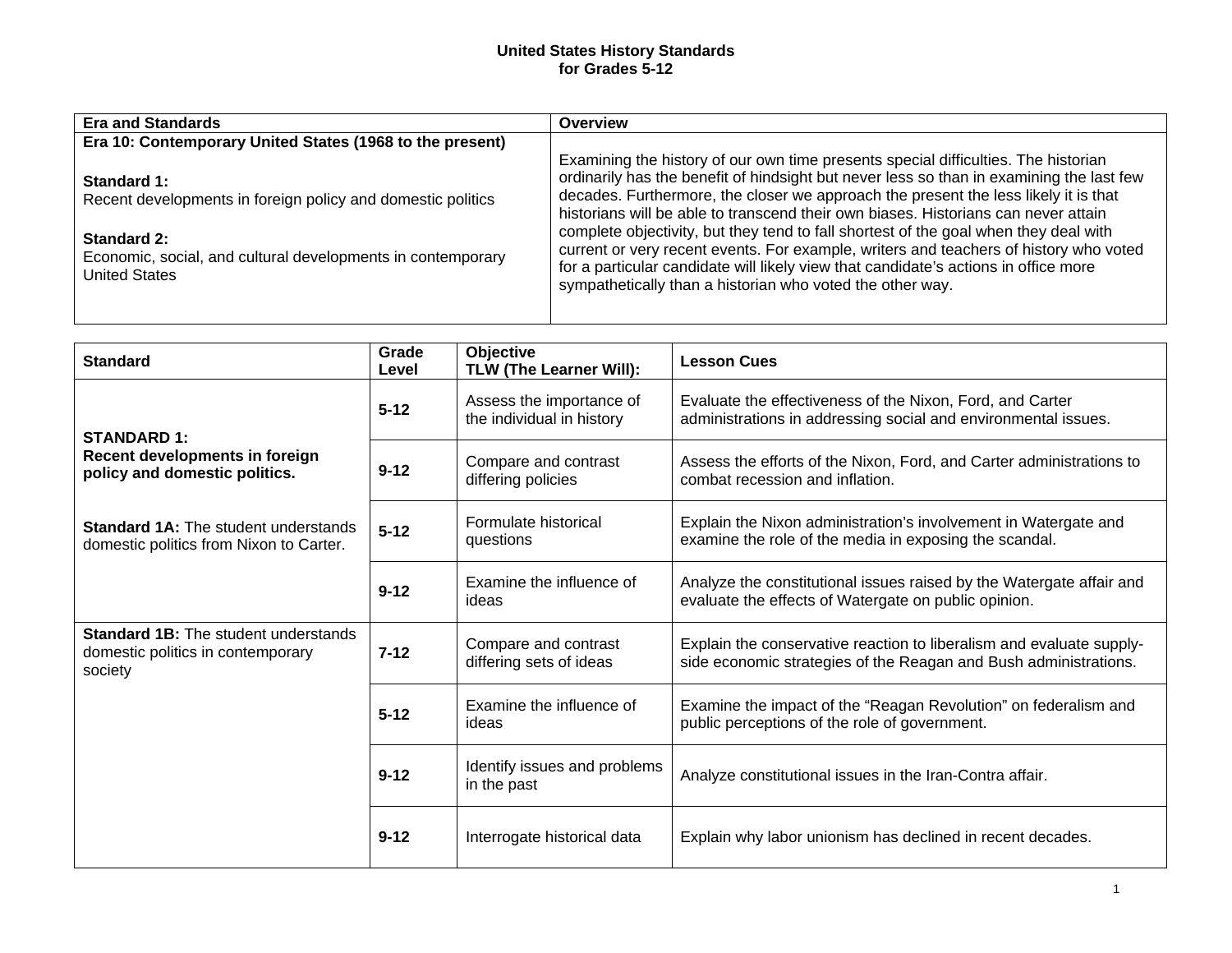# United States History Standards
## for Grades 5-12

| Era and Standards | Overview |
|---|---|
| **Era 10: Contemporary United States (1968 to the present)**<br><br>**Standard 1:**<br>Recent developments in foreign policy and domestic politics<br><br>**Standard 2:**<br>Economic, social, and cultural developments in contemporary United States | Examining the history of our own time presents special difficulties. The historian ordinarily has the benefit of hindsight but never less so than in examining the last few decades. Furthermore, the closer we approach the present the less likely it is that historians will be able to transcend their own biases. Historians can never attain complete objectivity, but they tend to fall shortest of the goal when they deal with current or very recent events. For example, writers and teachers of history who voted for a particular candidate will likely view that candidate's actions in office more sympathetically than a historian who voted the other way. |

| Standard | Grade Level | Objective<br>TLW (The Learner Will): | Lesson Cues |
|---|---|---|---|
| **STANDARD 1:**<br>**Recent developments in foreign policy and domestic politics.**<br><br>**Standard 1A:** The student understands domestic politics from Nixon to Carter. | **5-12** | Assess the importance of the individual in history | Evaluate the effectiveness of the Nixon, Ford, and Carter administrations in addressing social and environmental issues. |
| | **9-12** | Compare and contrast differing policies | Assess the efforts of the Nixon, Ford, and Carter administrations to combat recession and inflation. |
| | **5-12** | Formulate historical questions | Explain the Nixon administration's involvement in Watergate and examine the role of the media in exposing the scandal. |
| | **9-12** | Examine the influence of ideas | Analyze the constitutional issues raised by the Watergate affair and evaluate the effects of Watergate on public opinion. |
| **Standard 1B:** The student understands domestic politics in contemporary society | **7-12** | Compare and contrast differing sets of ideas | Explain the conservative reaction to liberalism and evaluate supply-side economic strategies of the Reagan and Bush administrations. |
| | **5-12** | Examine the influence of ideas | Examine the impact of the "Reagan Revolution" on federalism and public perceptions of the role of government. |
| | **9-12** | Identify issues and problems in the past | Analyze constitutional issues in the Iran-Contra affair. |
| | **9-12** | Interrogate historical data | Explain why labor unionism has declined in recent decades. |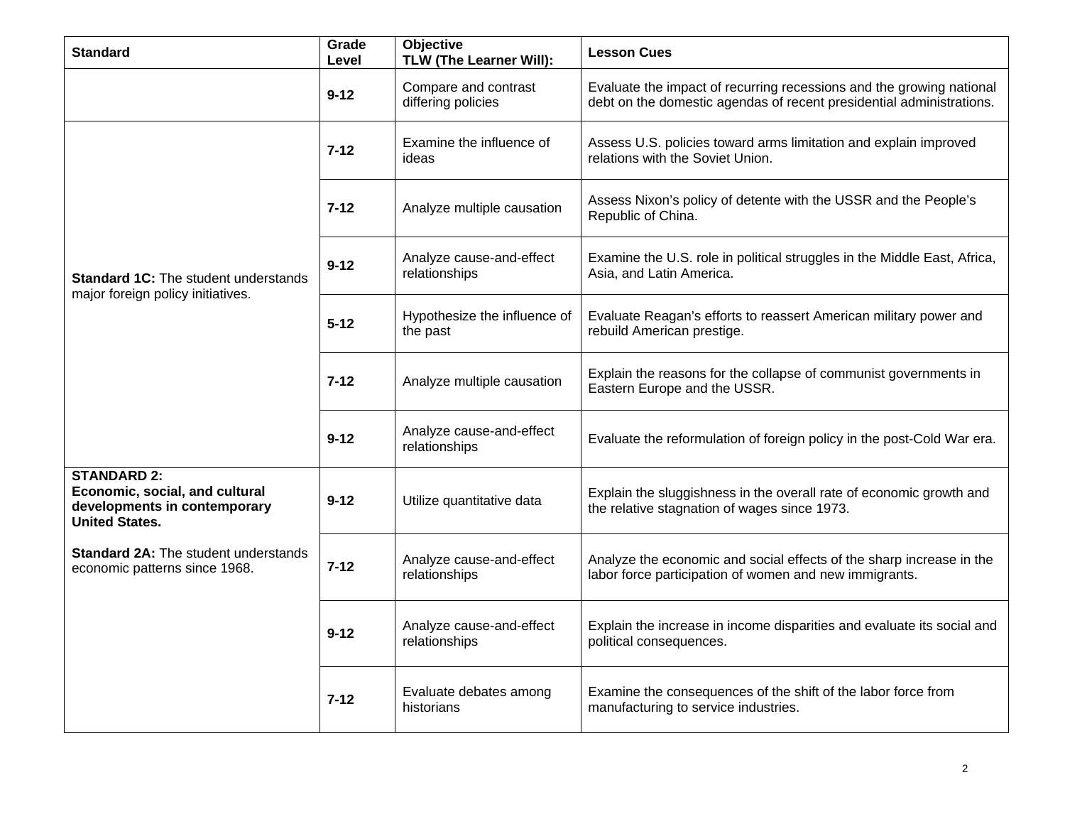| Standard | Grade Level | Objective TLW (The Learner Will): | Lesson Cues |
|---|---|---|---|
| | **9-12** | Compare and contrast differing policies | Evaluate the impact of recurring recessions and the growing national debt on the domestic agendas of recent presidential administrations. |
| **Standard 1C:** The student understands major foreign policy initiatives. | **7-12** | Examine the influence of ideas | Assess U.S. policies toward arms limitation and explain improved relations with the Soviet Union. |
| | **7-12** | Analyze multiple causation | Assess Nixon's policy of detente with the USSR and the People's Republic of China. |
| | **9-12** | Analyze cause-and-effect relationships | Examine the U.S. role in political struggles in the Middle East, Africa, Asia, and Latin America. |
| | **5-12** | Hypothesize the influence of the past | Evaluate Reagan's efforts to reassert American military power and rebuild American prestige. |
| | **7-12** | Analyze multiple causation | Explain the reasons for the collapse of communist governments in Eastern Europe and the USSR. |
| | **9-12** | Analyze cause-and-effect relationships | Evaluate the reformulation of foreign policy in the post-Cold War era. |
| **STANDARD 2: Economic, social, and cultural developments in contemporary United States.** **Standard 2A:** The student understands economic patterns since 1968. | **9-12** | Utilize quantitative data | Explain the sluggishness in the overall rate of economic growth and the relative stagnation of wages since 1973. |
| | **7-12** | Analyze cause-and-effect relationships | Analyze the economic and social effects of the sharp increase in the labor force participation of women and new immigrants. |
| | **9-12** | Analyze cause-and-effect relationships | Explain the increase in income disparities and evaluate its social and political consequences. |
| | **7-12** | Evaluate debates among historians | Examine the consequences of the shift of the labor force from manufacturing to service industries. |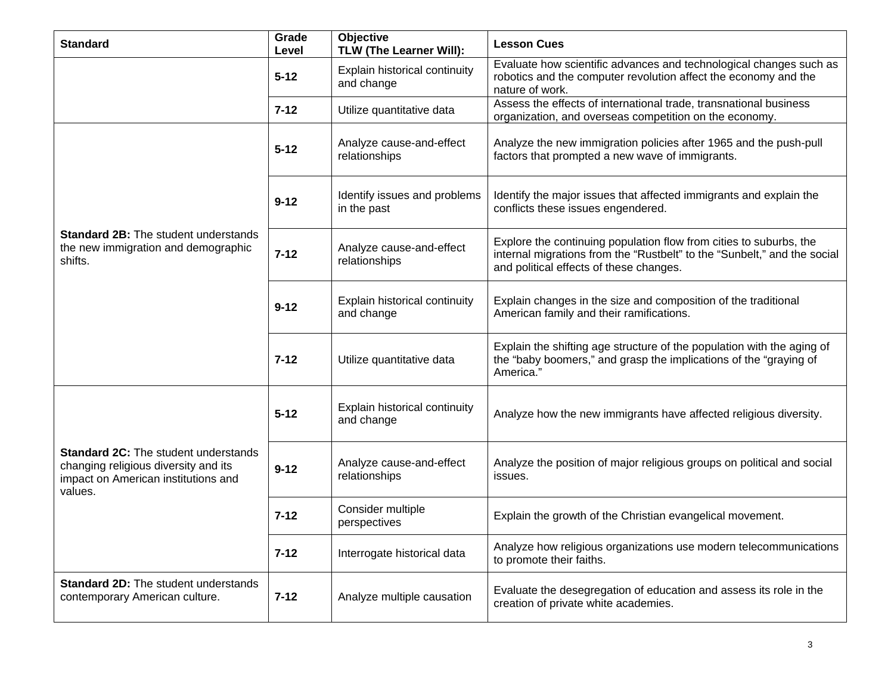| Standard | Grade Level | Objective TLW (The Learner Will): | Lesson Cues |
|---|---|---|---|
| | **5-12** | Explain historical continuity and change | Evaluate how scientific advances and technological changes such as robotics and the computer revolution affect the economy and the nature of work. |
| | **7-12** | Utilize quantitative data | Assess the effects of international trade, transnational business organization, and overseas competition on the economy. |
| **Standard 2B:** The student understands the new immigration and demographic shifts. | **5-12** | Analyze cause-and-effect relationships | Analyze the new immigration policies after 1965 and the push-pull factors that prompted a new wave of immigrants. |
| | **9-12** | Identify issues and problems in the past | Identify the major issues that affected immigrants and explain the conflicts these issues engendered. |
| | **7-12** | Analyze cause-and-effect relationships | Explore the continuing population flow from cities to suburbs, the internal migrations from the "Rustbelt" to the "Sunbelt," and the social and political effects of these changes. |
| | **9-12** | Explain historical continuity and change | Explain changes in the size and composition of the traditional American family and their ramifications. |
| | **7-12** | Utilize quantitative data | Explain the shifting age structure of the population with the aging of the "baby boomers," and grasp the implications of the "graying of America." |
| **Standard 2C:** The student understands changing religious diversity and its impact on American institutions and values. | **5-12** | Explain historical continuity and change | Analyze how the new immigrants have affected religious diversity. |
| | **9-12** | Analyze cause-and-effect relationships | Analyze the position of major religious groups on political and social issues. |
| | **7-12** | Consider multiple perspectives | Explain the growth of the Christian evangelical movement. |
| | **7-12** | Interrogate historical data | Analyze how religious organizations use modern telecommunications to promote their faiths. |
| **Standard 2D:** The student understands contemporary American culture. | **7-12** | Analyze multiple causation | Evaluate the desegregation of education and assess its role in the creation of private white academies. |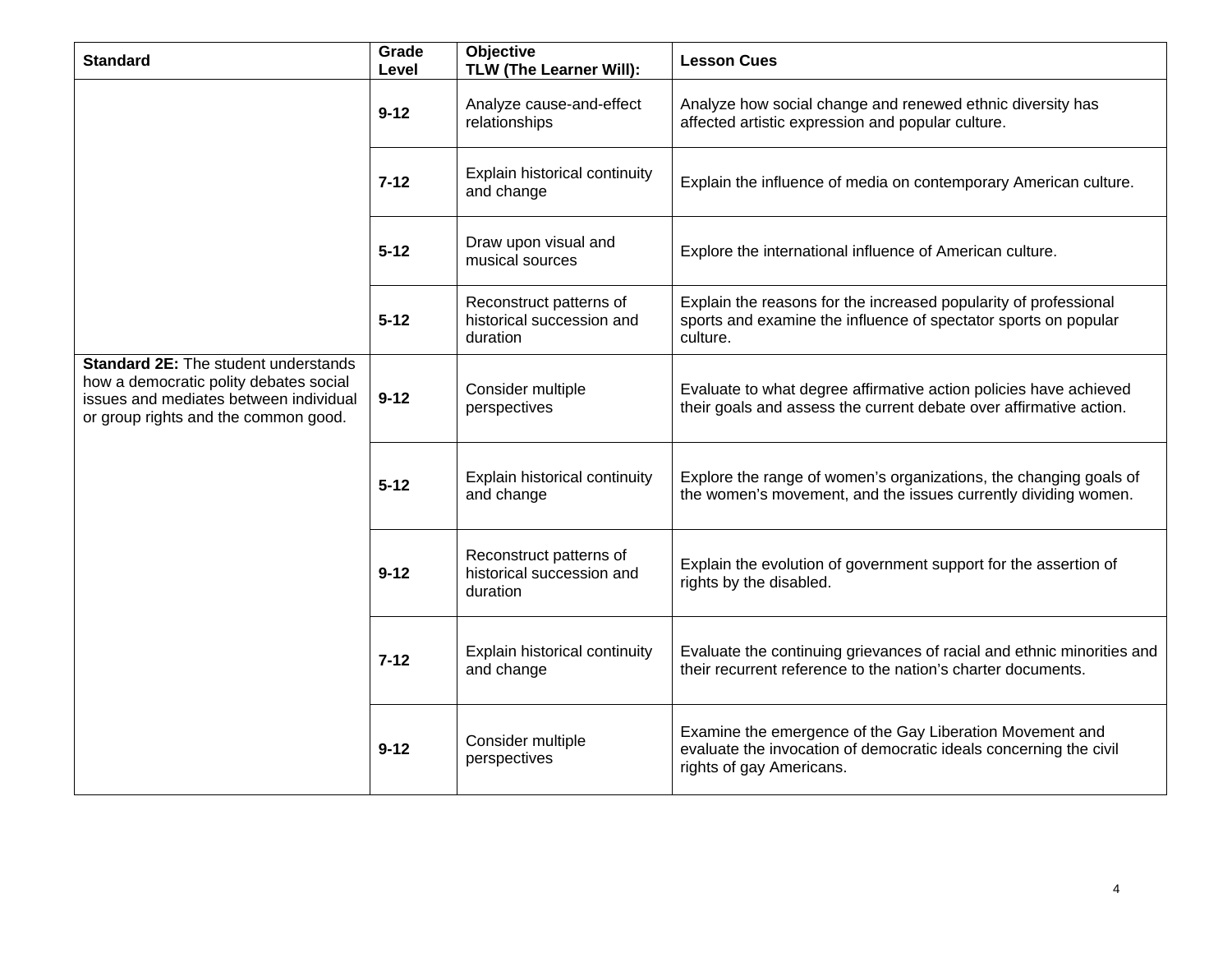| Standard | Grade Level | Objective<br>TLW (The Learner Will): | Lesson Cues |
|---|---|---|---|
| | **9-12** | Analyze cause-and-effect relationships | Analyze how social change and renewed ethnic diversity has affected artistic expression and popular culture. |
| | **7-12** | Explain historical continuity and change | Explain the influence of media on contemporary American culture. |
| | **5-12** | Draw upon visual and musical sources | Explore the international influence of American culture. |
| | **5-12** | Reconstruct patterns of historical succession and duration | Explain the reasons for the increased popularity of professional sports and examine the influence of spectator sports on popular culture. |
| **Standard 2E:** The student understands how a democratic polity debates social issues and mediates between individual or group rights and the common good. | **9-12** | Consider multiple perspectives | Evaluate to what degree affirmative action policies have achieved their goals and assess the current debate over affirmative action. |
| | **5-12** | Explain historical continuity and change | Explore the range of women's organizations, the changing goals of the women's movement, and the issues currently dividing women. |
| | **9-12** | Reconstruct patterns of historical succession and duration | Explain the evolution of government support for the assertion of rights by the disabled. |
| | **7-12** | Explain historical continuity and change | Evaluate the continuing grievances of racial and ethnic minorities and their recurrent reference to the nation's charter documents. |
| | **9-12** | Consider multiple perspectives | Examine the emergence of the Gay Liberation Movement and evaluate the invocation of democratic ideals concerning the civil rights of gay Americans. |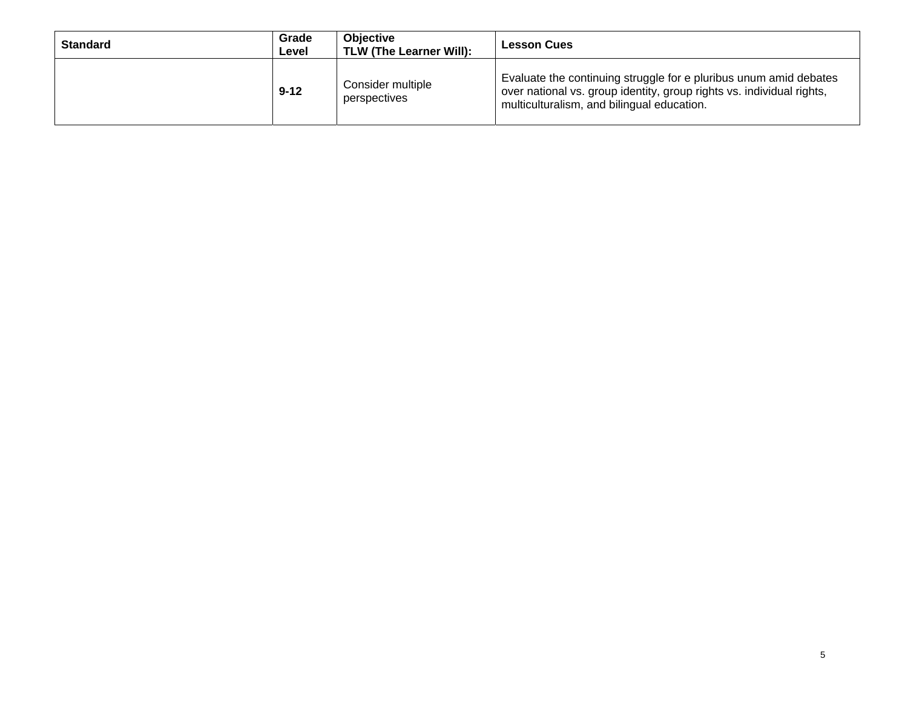| Standard | Grade Level | Objective<br>TLW (The Learner Will): | Lesson Cues |
|---|---|---|---|
| | **9-12** | Consider multiple perspectives | Evaluate the continuing struggle for e pluribus unum amid debates over national vs. group identity, group rights vs. individual rights, multiculturalism, and bilingual education. |